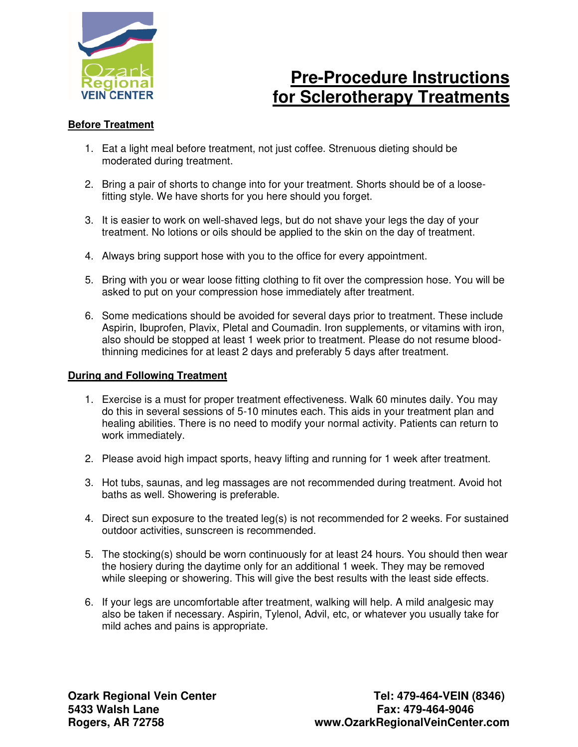Ozark Regional VEIN CENTER

# Pre-Procedure Instructions for Sclerotherapy Treatments

## Before Treatment

1. Eat a light meal before treatment, not just coffee. Strenuous dieting should be moderated during treatment.

2. Bring a pair of shorts to change into for your treatment. Shorts should be of a loose-fitting style. We have shorts for you here should you forget.

3. It is easier to work on well-shaved legs, but do not shave your legs the day of your treatment. No lotions or oils should be applied to the skin on the day of treatment.

4. Always bring support hose with you to the office for every appointment.

5. Bring with you or wear loose fitting clothing to fit over the compression hose. You will be asked to put on your compression hose immediately after treatment.

6. Some medications should be avoided for several days prior to treatment. These include Aspirin, Ibuprofen, Plavix, Pletal and Coumadin. Iron supplements, or vitamins with iron, also should be stopped at least 1 week prior to treatment. Please do not resume blood-thinning medicines for at least 2 days and preferably 5 days after treatment.

## During and Following Treatment

1. Exercise is a must for proper treatment effectiveness. Walk 60 minutes daily. You may do this in several sessions of 5-10 minutes each. This aids in your treatment plan and healing abilities. There is no need to modify your normal activity. Patients can return to work immediately.

2. Please avoid high impact sports, heavy lifting and running for 1 week after treatment.

3. Hot tubs, saunas, and leg massages are not recommended during treatment. Avoid hot baths as well. Showering is preferable.

4. Direct sun exposure to the treated leg(s) is not recommended for 2 weeks. For sustained outdoor activities, sunscreen is recommended.

5. The stocking(s) should be worn continuously for at least 24 hours. You should then wear the hosiery during the daytime only for an additional 1 week. They may be removed while sleeping or showering. This will give the best results with the least side effects.

6. If your legs are uncomfortable after treatment, walking will help. A mild analgesic may also be taken if necessary. Aspirin, Tylenol, Advil, etc, or whatever you usually take for mild aches and pains is appropriate.

**Ozark Regional Vein Center**
**5433 Walsh Lane**
**Rogers, AR 72758**

**Tel: 479-464-VEIN (8346)**
**Fax: 479-464-9046**
**www.OzarkRegionalVeinCenter.com**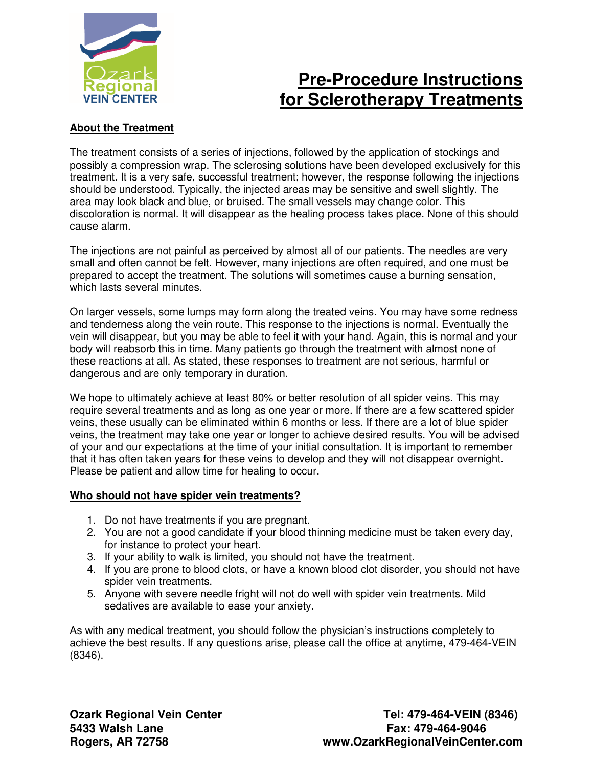Ozark Regional VEIN CENTER

# Pre-Procedure Instructions for Sclerotherapy Treatments

## About the Treatment

The treatment consists of a series of injections, followed by the application of stockings and possibly a compression wrap. The sclerosing solutions have been developed exclusively for this treatment. It is a very safe, successful treatment; however, the response following the injections should be understood. Typically, the injected areas may be sensitive and swell slightly. The area may look black and blue, or bruised. The small vessels may change color. This discoloration is normal. It will disappear as the healing process takes place. None of this should cause alarm.

The injections are not painful as perceived by almost all of our patients. The needles are very small and often cannot be felt. However, many injections are often required, and one must be prepared to accept the treatment. The solutions will sometimes cause a burning sensation, which lasts several minutes.

On larger vessels, some lumps may form along the treated veins. You may have some redness and tenderness along the vein route. This response to the injections is normal. Eventually the vein will disappear, but you may be able to feel it with your hand. Again, this is normal and your body will reabsorb this in time. Many patients go through the treatment with almost none of these reactions at all. As stated, these responses to treatment are not serious, harmful or dangerous and are only temporary in duration.

We hope to ultimately achieve at least 80% or better resolution of all spider veins. This may require several treatments and as long as one year or more. If there are a few scattered spider veins, these usually can be eliminated within 6 months or less. If there are a lot of blue spider veins, the treatment may take one year or longer to achieve desired results. You will be advised of your and our expectations at the time of your initial consultation. It is important to remember that it has often taken years for these veins to develop and they will not disappear overnight. Please be patient and allow time for healing to occur.

## Who should not have spider vein treatments?

1. Do not have treatments if you are pregnant.
2. You are not a good candidate if your blood thinning medicine must be taken every day, for instance to protect your heart.
3. If your ability to walk is limited, you should not have the treatment.
4. If you are prone to blood clots, or have a known blood clot disorder, you should not have spider vein treatments.
5. Anyone with severe needle fright will not do well with spider vein treatments. Mild sedatives are available to ease your anxiety.

As with any medical treatment, you should follow the physician's instructions completely to achieve the best results. If any questions arise, please call the office at anytime, 479-464-VEIN (8346).

**Ozark Regional Vein Center**
**5433 Walsh Lane**
**Rogers, AR 72758**

**Tel: 479-464-VEIN (8346)**
**Fax: 479-464-9046**
**www.OzarkRegionalVeinCenter.com**